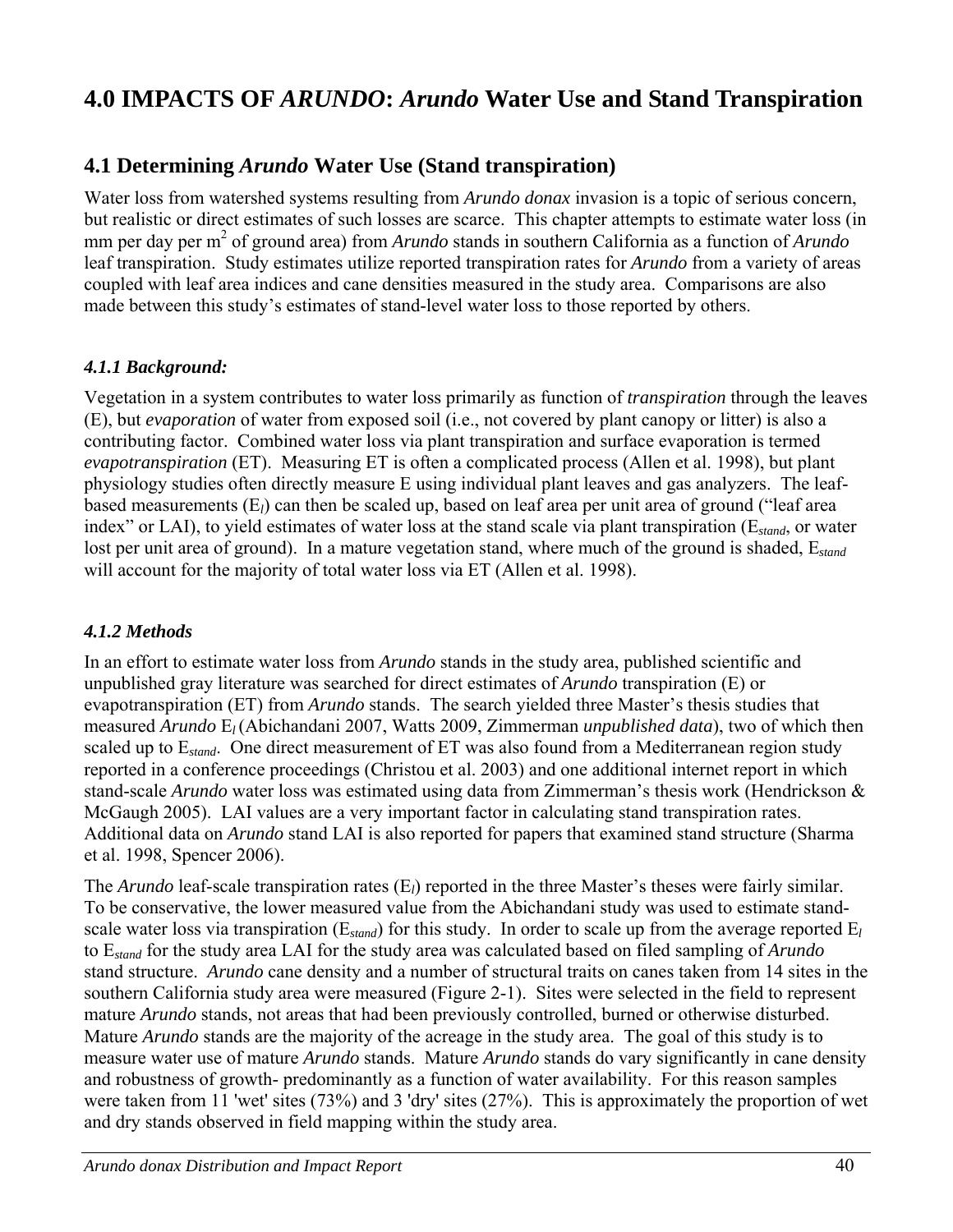# 4.0 IMPACTS OF *ARUNDO*: *Arundo* Water Use and Stand Transpiration

## 4.1 Determining *Arundo* Water Use (Stand transpiration)

Water loss from watershed systems resulting from *Arundo donax* invasion is a topic of serious concern, but realistic or direct estimates of such losses are scarce. This chapter attempts to estimate water loss (in mm per day per $m^2$ of ground area) from *Arundo* stands in southern California as a function of *Arundo* leaf transpiration. Study estimates utilize reported transpiration rates for *Arundo* from a variety of areas coupled with leaf area indices and cane densities measured in the study area. Comparisons are also made between this study's estimates of stand-level water loss to those reported by others.

### *4.1.1 Background:*

Vegetation in a system contributes to water loss primarily as function of ***transpiration*** through the leaves (E), but *evaporation* of water from exposed soil (i.e., not covered by plant canopy or litter) is also a contributing factor. Combined water loss via plant transpiration and surface evaporation is termed *evapotranspiration* (ET). Measuring ET is often a complicated process (Allen et al. 1998), but plant physiology studies often directly measure E using individual plant leaves and gas analyzers. The leaf-based measurements ($E_l$) can then be scaled up, based on leaf area per unit area of ground ("leaf area index" or LAI), to yield estimates of water loss at the stand scale via plant transpiration ($E_{stand}$, or water lost per unit area of ground). In a mature vegetation stand, where much of the ground is shaded, $E_{stand}$ will account for the majority of total water loss via ET (Allen et al. 1998).

### *4.1.2 Methods*

In an effort to estimate water loss from *Arundo* stands in the study area, published scientific and unpublished gray literature was searched for direct estimates of *Arundo* transpiration (E) or evapotranspiration (ET) from *Arundo* stands. The search yielded three Master's thesis studies that measured *Arundo* $E_l$ (Abichandani 2007, Watts 2009, Zimmerman *unpublished data*), two of which then scaled up to $E_{stand}$. One direct measurement of ET was also found from a Mediterranean region study reported in a conference proceedings (Christou et al. 2003) and one additional internet report in which stand-scale *Arundo* water loss was estimated using data from Zimmerman's thesis work (Hendrickson & McGaugh 2005). LAI values are a very important factor in calculating stand transpiration rates. Additional data on *Arundo* stand LAI is also reported for papers that examined stand structure (Sharma et al. 1998, Spencer 2006).

The *Arundo* leaf-scale transpiration rates ($E_l$) reported in the three Master's theses were fairly similar. To be conservative, the lower measured value from the Abichandani study was used to estimate stand-scale water loss via transpiration ($E_{stand}$) for this study. In order to scale up from the average reported $E_l$ to $E_{stand}$ for the study area LAI for the study area was calculated based on filed sampling of *Arundo* stand structure. *Arundo* cane density and a number of structural traits on canes taken from 14 sites in the southern California study area were measured (Figure 2-1). Sites were selected in the field to represent mature *Arundo* stands, not areas that had been previously controlled, burned or otherwise disturbed. Mature *Arundo* stands are the majority of the acreage in the study area. The goal of this study is to measure water use of mature *Arundo* stands. Mature *Arundo* stands do vary significantly in cane density and robustness of growth- predominantly as a function of water availability. For this reason samples were taken from 11 'wet' sites (73%) and 3 'dry' sites (27%). This is approximately the proportion of wet and dry stands observed in field mapping within the study area.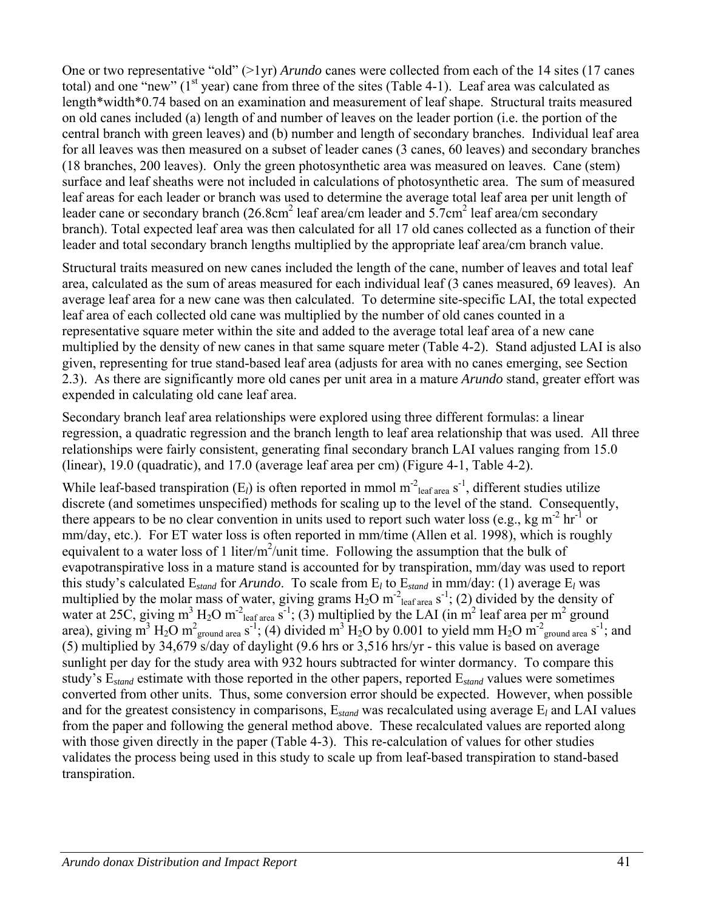One or two representative "old" (>1yr) *Arundo* canes were collected from each of the 14 sites (17 canes total) and one "new" (1st year) cane from three of the sites (Table 4-1). Leaf area was calculated as length*width*0.74 based on an examination and measurement of leaf shape. Structural traits measured on old canes included (a) length of and number of leaves on the leader portion (i.e. the portion of the central branch with green leaves) and (b) number and length of secondary branches. Individual leaf area for all leaves was then measured on a subset of leader canes (3 canes, 60 leaves) and secondary branches (18 branches, 200 leaves). Only the green photosynthetic area was measured on leaves. Cane (stem) surface and leaf sheaths were not included in calculations of photosynthetic area. The sum of measured leaf areas for each leader or branch was used to determine the average total leaf area per unit length of leader cane or secondary branch ($26.8cm^2$ leaf area/cm leader and $5.7cm^2$ leaf area/cm secondary branch). Total expected leaf area was then calculated for all 17 old canes collected as a function of their leader and total secondary branch lengths multiplied by the appropriate leaf area/cm branch value.

Structural traits measured on new canes included the length of the cane, number of leaves and total leaf area, calculated as the sum of areas measured for each individual leaf (3 canes measured, 69 leaves). An average leaf area for a new cane was then calculated. To determine site-specific LAI, the total expected leaf area of each collected old cane was multiplied by the number of old canes counted in a representative square meter within the site and added to the average total leaf area of a new cane multiplied by the density of new canes in that same square meter (Table 4-2). Stand adjusted LAI is also given, representing for true stand-based leaf area (adjusts for area with no canes emerging, see Section 2.3). As there are significantly more old canes per unit area in a mature *Arundo* stand, greater effort was expended in calculating old cane leaf area.

Secondary branch leaf area relationships were explored using three different formulas: a linear regression, a quadratic regression and the branch length to leaf area relationship that was used. All three relationships were fairly consistent, generating final secondary branch LAI values ranging from 15.0 (linear), 19.0 (quadratic), and 17.0 (average leaf area per cm) (Figure 4-1, Table 4-2).

While leaf-based transpiration ($E_l$) is often reported in mmol $m^{-2}_{leaf\ area}\ s^{-1}$, different studies utilize discrete (and sometimes unspecified) methods for scaling up to the level of the stand. Consequently, there appears to be no clear convention in units used to report such water loss (e.g., kg $m^{-2}\ hr^{-1}$ or mm/day, etc.). For ET water loss is often reported in mm/time (Allen et al. 1998), which is roughly equivalent to a water loss of 1 liter/$m^2$/unit time. Following the assumption that the bulk of evapotranspirative loss in a mature stand is accounted for by transpiration, mm/day was used to report this study's calculated $E_{stand}$ for *Arundo*. To scale from $E_l$ to $E_{stand}$ in mm/day: (1) average $E_l$ was multiplied by the molar mass of water, giving grams $H_2O\ m^{-2}_{leaf\ area}\ s^{-1}$; (2) divided by the density of water at 25C, giving $m^3\ H_2O\ m^{-2}_{leaf\ area}\ s^{-1}$; (3) multiplied by the LAI (in $m^2$ leaf area per $m^2$ ground area), giving $m^3\ H_2O\ m^2_{ground\ area}\ s^{-1}$; (4) divided $m^3\ H_2O$ by 0.001 to yield mm $H_2O\ m^{-2}_{ground\ area}\ s^{-1}$; and (5) multiplied by 34,679 s/day of daylight (9.6 hrs or 3,516 hrs/yr - this value is based on average sunlight per day for the study area with 932 hours subtracted for winter dormancy. To compare this study's $E_{stand}$ estimate with those reported in the other papers, reported $E_{stand}$ values were sometimes converted from other units. Thus, some conversion error should be expected. However, when possible and for the greatest consistency in comparisons, $E_{stand}$ was recalculated using average $E_l$ and LAI values from the paper and following the general method above. These recalculated values are reported along with those given directly in the paper (Table 4-3). This re-calculation of values for other studies validates the process being used in this study to scale up from leaf-based transpiration to stand-based transpiration.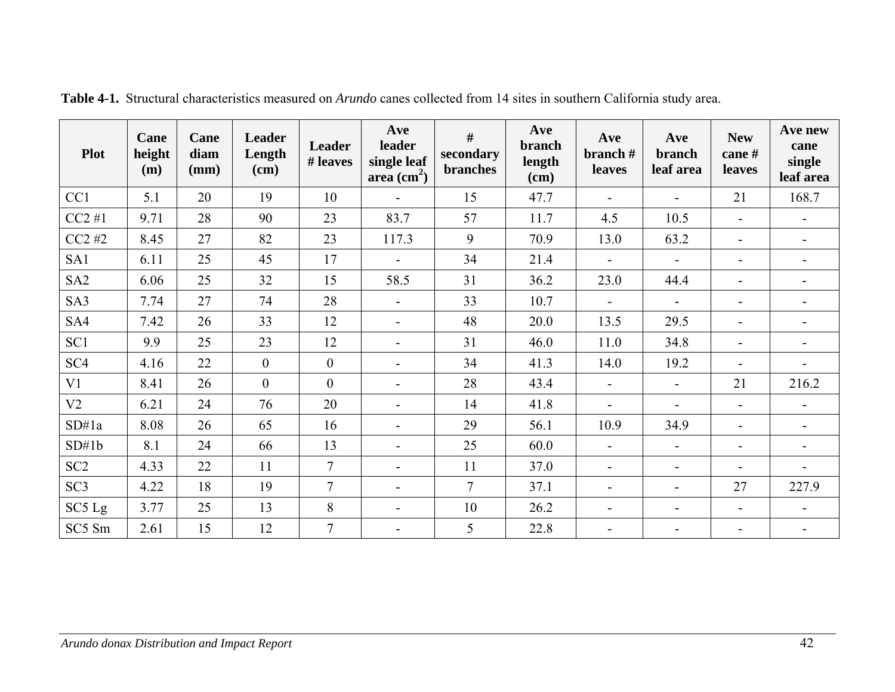**Table 4-1.** Structural characteristics measured on *Arundo* canes collected from 14 sites in southern California study area.

| Plot | Cane height (m) | Cane diam (mm) | Leader Length (cm) | Leader # leaves | Ave leader single leaf area ($cm^2$) | # secondary branches | Ave branch length (cm) | Ave branch # leaves | Ave branch leaf area | New cane # leaves | Ave new cane single leaf area |
|---|---|---|---|---|---|---|---|---|---|---|---|
| CC1 | 5.1 | 20 | 19 | 10 | - | 15 | 47.7 | - | - | 21 | 168.7 |
| CC2 #1 | 9.71 | 28 | 90 | 23 | 83.7 | 57 | 11.7 | 4.5 | 10.5 | - | - |
| CC2 #2 | 8.45 | 27 | 82 | 23 | 117.3 | 9 | 70.9 | 13.0 | 63.2 | - | - |
| SA1 | 6.11 | 25 | 45 | 17 | - | 34 | 21.4 | - | - | - | - |
| SA2 | 6.06 | 25 | 32 | 15 | 58.5 | 31 | 36.2 | 23.0 | 44.4 | - | - |
| SA3 | 7.74 | 27 | 74 | 28 | - | 33 | 10.7 | - | - | - | - |
| SA4 | 7.42 | 26 | 33 | 12 | - | 48 | 20.0 | 13.5 | 29.5 | - | - |
| SC1 | 9.9 | 25 | 23 | 12 | - | 31 | 46.0 | 11.0 | 34.8 | - | - |
| SC4 | 4.16 | 22 | 0 | 0 | - | 34 | 41.3 | 14.0 | 19.2 | - | - |
| V1 | 8.41 | 26 | 0 | 0 | - | 28 | 43.4 | - | - | 21 | 216.2 |
| V2 | 6.21 | 24 | 76 | 20 | - | 14 | 41.8 | - | - | - | - |
| SD#1a | 8.08 | 26 | 65 | 16 | - | 29 | 56.1 | 10.9 | 34.9 | - | - |
| SD#1b | 8.1 | 24 | 66 | 13 | - | 25 | 60.0 | - | - | - | - |
| SC2 | 4.33 | 22 | 11 | 7 | - | 11 | 37.0 | - | - | - | - |
| SC3 | 4.22 | 18 | 19 | 7 | - | 7 | 37.1 | - | - | 27 | 227.9 |
| SC5 Lg | 3.77 | 25 | 13 | 8 | - | 10 | 26.2 | - | - | - | - |
| SC5 Sm | 2.61 | 15 | 12 | 7 | - | 5 | 22.8 | - | - | - | - |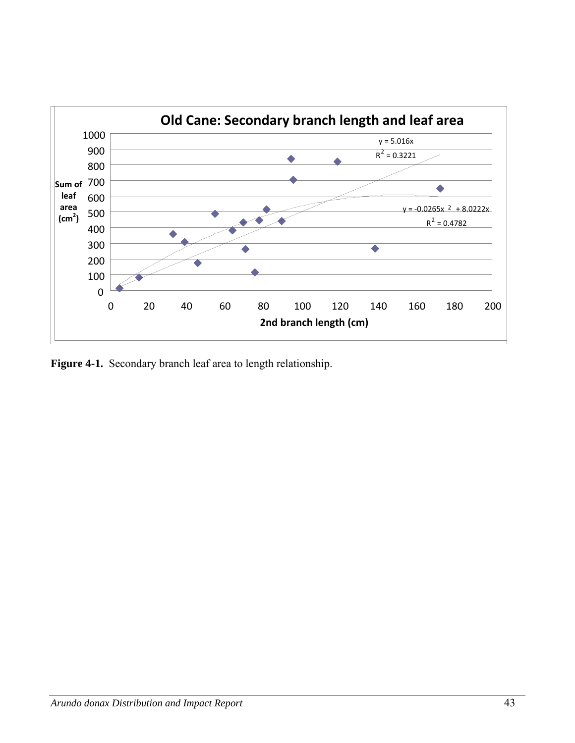**Old Cane: Secondary branch length and leaf area**

$y = 5.016x$
$R^2 = 0.3221$

$y = -0.0265x^2 + 8.0222x$
$R^2 = 0.4782$

**Figure 4-1.** Secondary branch leaf area to length relationship.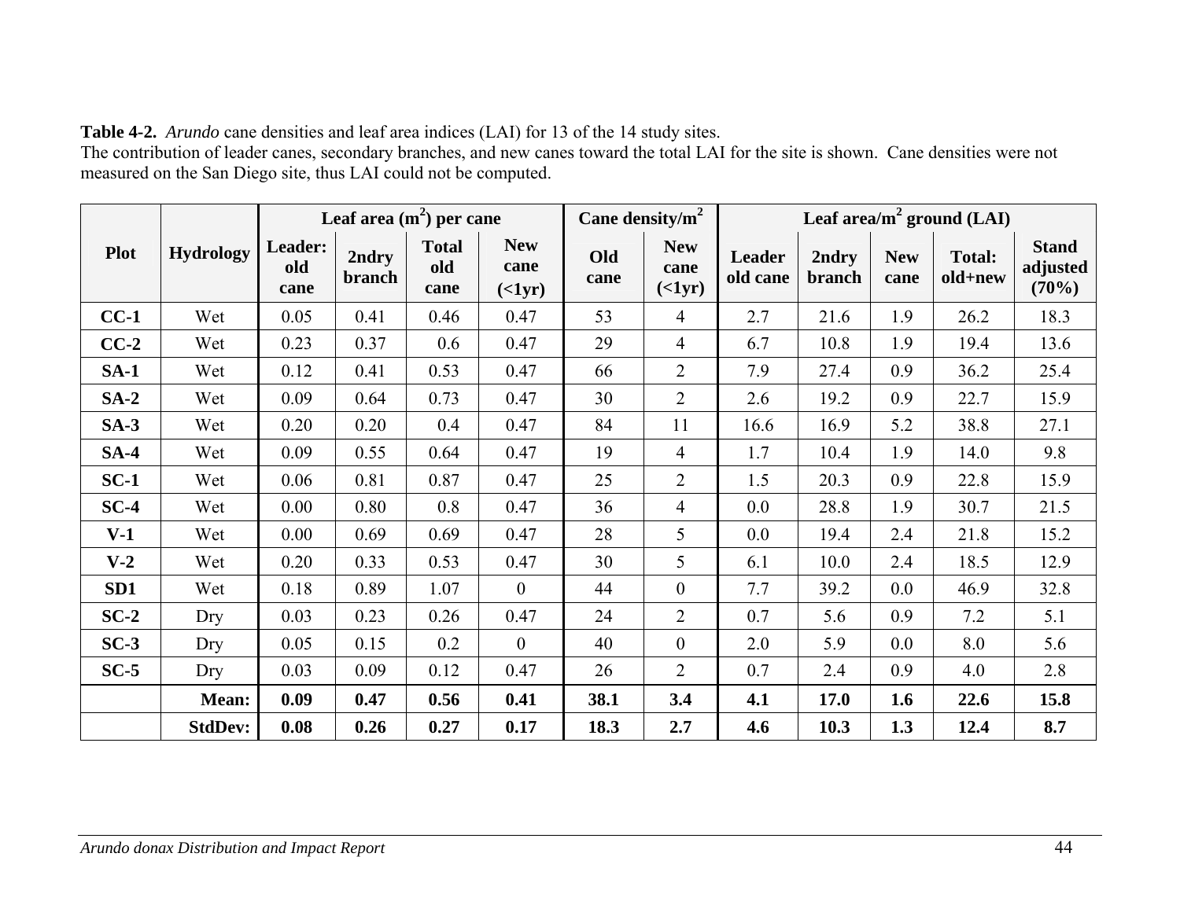**Table 4-2.** *Arundo* cane densities and leaf area indices (LAI) for 13 of the 14 study sites.
The contribution of leader canes, secondary branches, and new canes toward the total LAI for the site is shown. Cane densities were not measured on the San Diego site, thus LAI could not be computed.

| Plot | Hydrology | Leaf area ($m^2$) per cane | | | | Cane density/$m^2$ | | Leaf area/$m^2$ ground (LAI) | | | | |
|---|---|---|---|---|---|---|---|---|---|---|---|---|
| | | Leader: old cane | 2ndry branch | Total old cane | New cane (<1yr) | Old cane | New cane (<1yr) | Leader old cane | 2ndry branch | New cane | Total: old+new | Stand adjusted (70%) |
| **CC-1** | Wet | 0.05 | 0.41 | 0.46 | 0.47 | 53 | 4 | 2.7 | 21.6 | 1.9 | 26.2 | 18.3 |
| **CC-2** | Wet | 0.23 | 0.37 | 0.6 | 0.47 | 29 | 4 | 6.7 | 10.8 | 1.9 | 19.4 | 13.6 |
| **SA-1** | Wet | 0.12 | 0.41 | 0.53 | 0.47 | 66 | 2 | 7.9 | 27.4 | 0.9 | 36.2 | 25.4 |
| **SA-2** | Wet | 0.09 | 0.64 | 0.73 | 0.47 | 30 | 2 | 2.6 | 19.2 | 0.9 | 22.7 | 15.9 |
| **SA-3** | Wet | 0.20 | 0.20 | 0.4 | 0.47 | 84 | 11 | 16.6 | 16.9 | 5.2 | 38.8 | 27.1 |
| **SA-4** | Wet | 0.09 | 0.55 | 0.64 | 0.47 | 19 | 4 | 1.7 | 10.4 | 1.9 | 14.0 | 9.8 |
| **SC-1** | Wet | 0.06 | 0.81 | 0.87 | 0.47 | 25 | 2 | 1.5 | 20.3 | 0.9 | 22.8 | 15.9 |
| **SC-4** | Wet | 0.00 | 0.80 | 0.8 | 0.47 | 36 | 4 | 0.0 | 28.8 | 1.9 | 30.7 | 21.5 |
| **V-1** | Wet | 0.00 | 0.69 | 0.69 | 0.47 | 28 | 5 | 0.0 | 19.4 | 2.4 | 21.8 | 15.2 |
| **V-2** | Wet | 0.20 | 0.33 | 0.53 | 0.47 | 30 | 5 | 6.1 | 10.0 | 2.4 | 18.5 | 12.9 |
| **SD1** | Wet | 0.18 | 0.89 | 1.07 | 0 | 44 | 0 | 7.7 | 39.2 | 0.0 | 46.9 | 32.8 |
| **SC-2** | Dry | 0.03 | 0.23 | 0.26 | 0.47 | 24 | 2 | 0.7 | 5.6 | 0.9 | 7.2 | 5.1 |
| **SC-3** | Dry | 0.05 | 0.15 | 0.2 | 0 | 40 | 0 | 2.0 | 5.9 | 0.0 | 8.0 | 5.6 |
| **SC-5** | Dry | 0.03 | 0.09 | 0.12 | 0.47 | 26 | 2 | 0.7 | 2.4 | 0.9 | 4.0 | 2.8 |
| | **Mean:** | **0.09** | **0.47** | **0.56** | **0.41** | **38.1** | **3.4** | **4.1** | **17.0** | **1.6** | **22.6** | **15.8** |
| | **StdDev:** | **0.08** | **0.26** | **0.27** | **0.17** | **18.3** | **2.7** | **4.6** | **10.3** | **1.3** | **12.4** | **8.7** |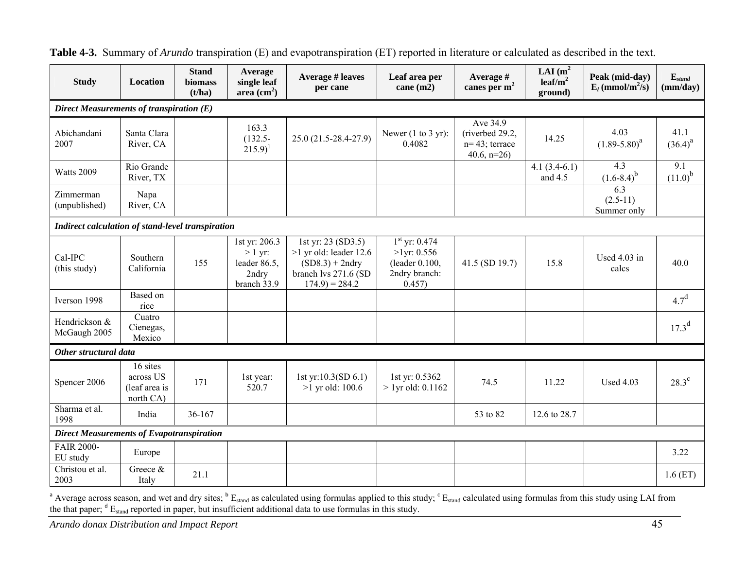**Table 4-3.** Summary of *Arundo* transpiration (E) and evapotranspiration (ET) reported in literature or calculated as described in the text.

| Study | Location | Stand biomass (t/ha) | Average single leaf area ($cm^2$) | Average # leaves per cane | Leaf area per cane (m2) | Average # canes per $m^2$ | LAI ($m^2$ leaf/$m^2$ ground) | Peak (mid-day) $E_l$ ($mmol/m^2/s$) | $E_{stand}$ (mm/day) |
|---|---|---|---|---|---|---|---|---|---|
| ***Direct Measurements of transpiration (E)*** | | | | | | | | | |
| Abichandani 2007 | Santa Clara River, CA | | 163.3 (132.5-215.9)[1] | 25.0 (21.5-28.4-27.9) | Newer (1 to 3 yr): 0.4082 | Ave 34.9 (riverbed 29.2, n= 43; terrace 40.6, n=26) | 14.25 | 4.03 (1.89-5.80)[a] | 41.1 (36.4)[a] |
| Watts 2009 | Rio Grande River, TX | | | | | | 4.1 (3.4-6.1) and 4.5 | 4.3 (1.6-8.4)[b] | 9.1 (11.0)[b] |
| Zimmerman (unpublished) | Napa River, CA | | | | | | | 6.3 (2.5-11) Summer only | |
| ***Indirect calculation of stand-level transpiration*** | | | | | | | | | |
| Cal-IPC (this study) | Southern California | 155 | 1st yr: 206.3 > 1 yr: leader 86.5, 2ndry branch 33.9 | 1st yr: 23 (SD3.5) >1 yr old: leader 12.6 (SD8.3) + 2ndry branch lvs 271.6 (SD 174.9) = 284.2 | 1st yr: 0.474 >1yr: 0.556 (leader 0.100, 2ndry branch: 0.457) | 41.5 (SD 19.7) | 15.8 | Used 4.03 in calcs | 40.0 |
| Iverson 1998 | Based on rice | | | | | | | | 4.7[d] |
| Hendrickson & McGaugh 2005 | Cuatro Cienegas, Mexico | | | | | | | | 17.3[d] |
| ***Other structural data*** | | | | | | | | | |
| Spencer 2006 | 16 sites across US (leaf area is north CA) | 171 | 1st year: 520.7 | 1st yr:10.3(SD 6.1) >1 yr old: 100.6 | 1st yr: 0.5362 > 1yr old: 0.1162 | 74.5 | 11.22 | Used 4.03 | 28.3[c] |
| Sharma et al. 1998 | India | 36-167 | | | | 53 to 82 | 12.6 to 28.7 | | |
| ***Direct Measurements of Evapotranspiration*** | | | | | | | | | |
| FAIR 2000-EU study | Europe | | | | | | | | 3.22 |
| Christou et al. 2003 | Greece & Italy | 21.1 | | | | | | | 1.6 (ET) |

[a] Average across season, and wet and dry sites; [b] $E_{stand}$ as calculated using formulas applied to this study; [c] $E_{stand}$ calculated using formulas from this study using LAI from the that paper; [d] $E_{stand}$ reported in paper, but insufficient additional data to use formulas in this study.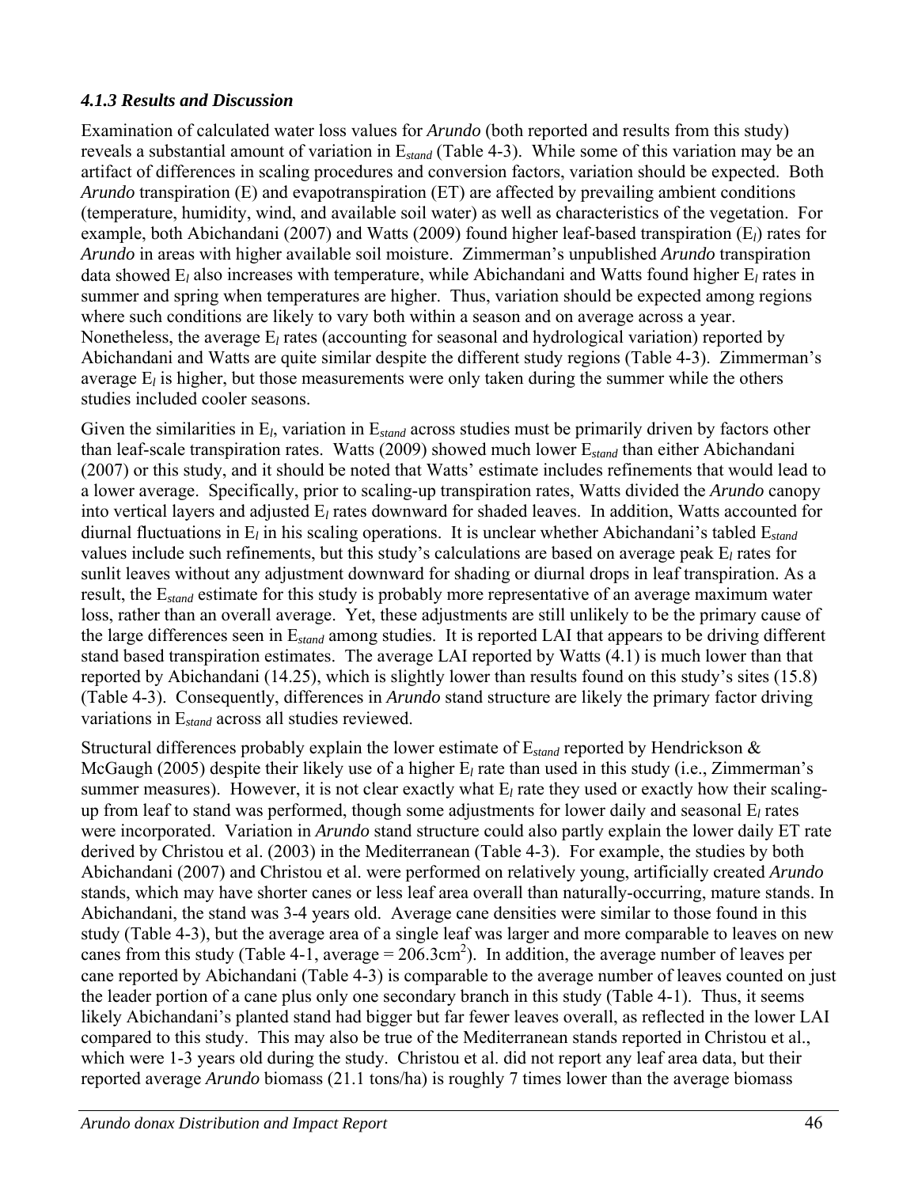### *4.1.3 Results and Discussion*

Examination of calculated water loss values for *Arundo* (both reported and results from this study) reveals a substantial amount of variation in $E_{stand}$ (Table 4-3). While some of this variation may be an artifact of differences in scaling procedures and conversion factors, variation should be expected. Both *Arundo* transpiration (E) and evapotranspiration (ET) are affected by prevailing ambient conditions (temperature, humidity, wind, and available soil water) as well as characteristics of the vegetation. For example, both Abichandani (2007) and Watts (2009) found higher leaf-based transpiration ($E_l$) rates for *Arundo* in areas with higher available soil moisture. Zimmerman's unpublished *Arundo* transpiration data showed $E_l$ also increases with temperature, while Abichandani and Watts found higher $E_l$ rates in summer and spring when temperatures are higher. Thus, variation should be expected among regions where such conditions are likely to vary both within a season and on average across a year. Nonetheless, the average $E_l$ rates (accounting for seasonal and hydrological variation) reported by Abichandani and Watts are quite similar despite the different study regions (Table 4-3). Zimmerman's average $E_l$ is higher, but those measurements were only taken during the summer while the others studies included cooler seasons.

Given the similarities in $E_l$, variation in $E_{stand}$ across studies must be primarily driven by factors other than leaf-scale transpiration rates. Watts (2009) showed much lower $E_{stand}$ than either Abichandani (2007) or this study, and it should be noted that Watts' estimate includes refinements that would lead to a lower average. Specifically, prior to scaling-up transpiration rates, Watts divided the *Arundo* canopy into vertical layers and adjusted $E_l$ rates downward for shaded leaves. In addition, Watts accounted for diurnal fluctuations in $E_l$ in his scaling operations. It is unclear whether Abichandani's tabled $E_{stand}$ values include such refinements, but this study's calculations are based on average peak $E_l$ rates for sunlit leaves without any adjustment downward for shading or diurnal drops in leaf transpiration. As a result, the $E_{stand}$ estimate for this study is probably more representative of an average maximum water loss, rather than an overall average. Yet, these adjustments are still unlikely to be the primary cause of the large differences seen in $E_{stand}$ among studies. It is reported LAI that appears to be driving different stand based transpiration estimates. The average LAI reported by Watts (4.1) is much lower than that reported by Abichandani (14.25), which is slightly lower than results found on this study's sites (15.8) (Table 4-3). Consequently, differences in *Arundo* stand structure are likely the primary factor driving variations in $E_{stand}$ across all studies reviewed.

Structural differences probably explain the lower estimate of $E_{stand}$ reported by Hendrickson & McGaugh (2005) despite their likely use of a higher $E_l$ rate than used in this study (i.e., Zimmerman's summer measures). However, it is not clear exactly what $E_l$ rate they used or exactly how their scaling-up from leaf to stand was performed, though some adjustments for lower daily and seasonal $E_l$ rates were incorporated. Variation in *Arundo* stand structure could also partly explain the lower daily ET rate derived by Christou et al. (2003) in the Mediterranean (Table 4-3). For example, the studies by both Abichandani (2007) and Christou et al. were performed on relatively young, artificially created *Arundo* stands, which may have shorter canes or less leaf area overall than naturally-occurring, mature stands. In Abichandani, the stand was 3-4 years old. Average cane densities were similar to those found in this study (Table 4-3), but the average area of a single leaf was larger and more comparable to leaves on new canes from this study (Table 4-1, average = 206.3cm$^2$). In addition, the average number of leaves per cane reported by Abichandani (Table 4-3) is comparable to the average number of leaves counted on just the leader portion of a cane plus only one secondary branch in this study (Table 4-1). Thus, it seems likely Abichandani's planted stand had bigger but far fewer leaves overall, as reflected in the lower LAI compared to this study. This may also be true of the Mediterranean stands reported in Christou et al., which were 1-3 years old during the study. Christou et al. did not report any leaf area data, but their reported average *Arundo* biomass (21.1 tons/ha) is roughly 7 times lower than the average biomass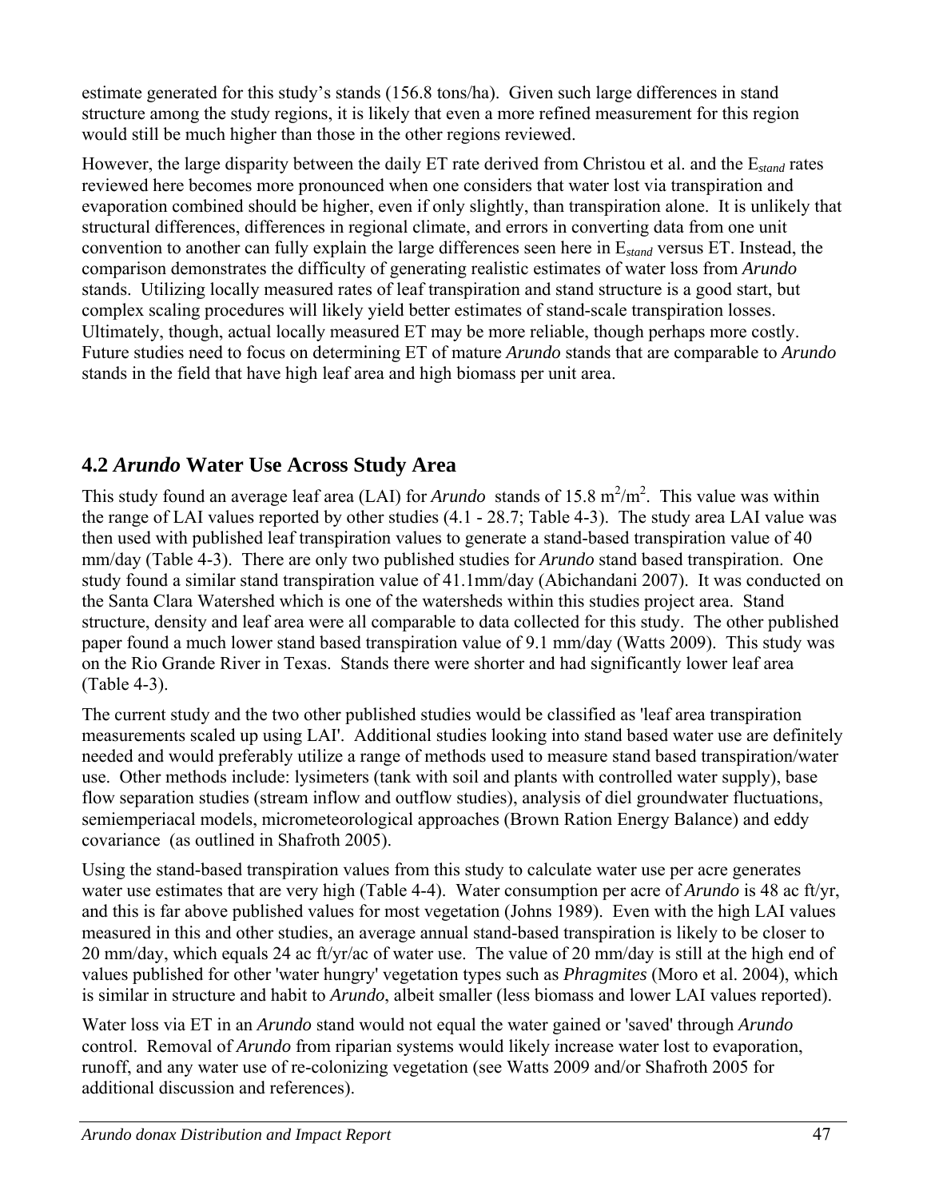estimate generated for this study's stands (156.8 tons/ha). Given such large differences in stand structure among the study regions, it is likely that even a more refined measurement for this region would still be much higher than those in the other regions reviewed.

However, the large disparity between the daily ET rate derived from Christou et al. and the $E_{stand}$ rates reviewed here becomes more pronounced when one considers that water lost via transpiration and evaporation combined should be higher, even if only slightly, than transpiration alone. It is unlikely that structural differences, differences in regional climate, and errors in converting data from one unit convention to another can fully explain the large differences seen here in $E_{stand}$ versus ET. Instead, the comparison demonstrates the difficulty of generating realistic estimates of water loss from *Arundo* stands. Utilizing locally measured rates of leaf transpiration and stand structure is a good start, but complex scaling procedures will likely yield better estimates of stand-scale transpiration losses. Ultimately, though, actual locally measured ET may be more reliable, though perhaps more costly. Future studies need to focus on determining ET of mature *Arundo* stands that are comparable to *Arundo* stands in the field that have high leaf area and high biomass per unit area.

## 4.2 *Arundo* Water Use Across Study Area

This study found an average leaf area (LAI) for *Arundo* stands of 15.8 $m^2/m^2$. This value was within the range of LAI values reported by other studies (4.1 - 28.7; Table 4-3). The study area LAI value was then used with published leaf transpiration values to generate a stand-based transpiration value of 40 mm/day (Table 4-3). There are only two published studies for *Arundo* stand based transpiration. One study found a similar stand transpiration value of 41.1mm/day (Abichandani 2007). It was conducted on the Santa Clara Watershed which is one of the watersheds within this studies project area. Stand structure, density and leaf area were all comparable to data collected for this study. The other published paper found a much lower stand based transpiration value of 9.1 mm/day (Watts 2009). This study was on the Rio Grande River in Texas. Stands there were shorter and had significantly lower leaf area (Table 4-3).

The current study and the two other published studies would be classified as 'leaf area transpiration measurements scaled up using LAI'. Additional studies looking into stand based water use are definitely needed and would preferably utilize a range of methods used to measure stand based transpiration/water use. Other methods include: lysimeters (tank with soil and plants with controlled water supply), base flow separation studies (stream inflow and outflow studies), analysis of diel groundwater fluctuations, semiemperiacal models, micrometeorological approaches (Brown Ration Energy Balance) and eddy covariance (as outlined in Shafroth 2005).

Using the stand-based transpiration values from this study to calculate water use per acre generates water use estimates that are very high (Table 4-4). Water consumption per acre of *Arundo* is 48 ac ft/yr, and this is far above published values for most vegetation (Johns 1989). Even with the high LAI values measured in this and other studies, an average annual stand-based transpiration is likely to be closer to 20 mm/day, which equals 24 ac ft/yr/ac of water use. The value of 20 mm/day is still at the high end of values published for other 'water hungry' vegetation types such as *Phragmites* (Moro et al. 2004), which is similar in structure and habit to *Arundo*, albeit smaller (less biomass and lower LAI values reported).

Water loss via ET in an *Arundo* stand would not equal the water gained or 'saved' through *Arundo* control. Removal of *Arundo* from riparian systems would likely increase water lost to evaporation, runoff, and any water use of re-colonizing vegetation (see Watts 2009 and/or Shafroth 2005 for additional discussion and references).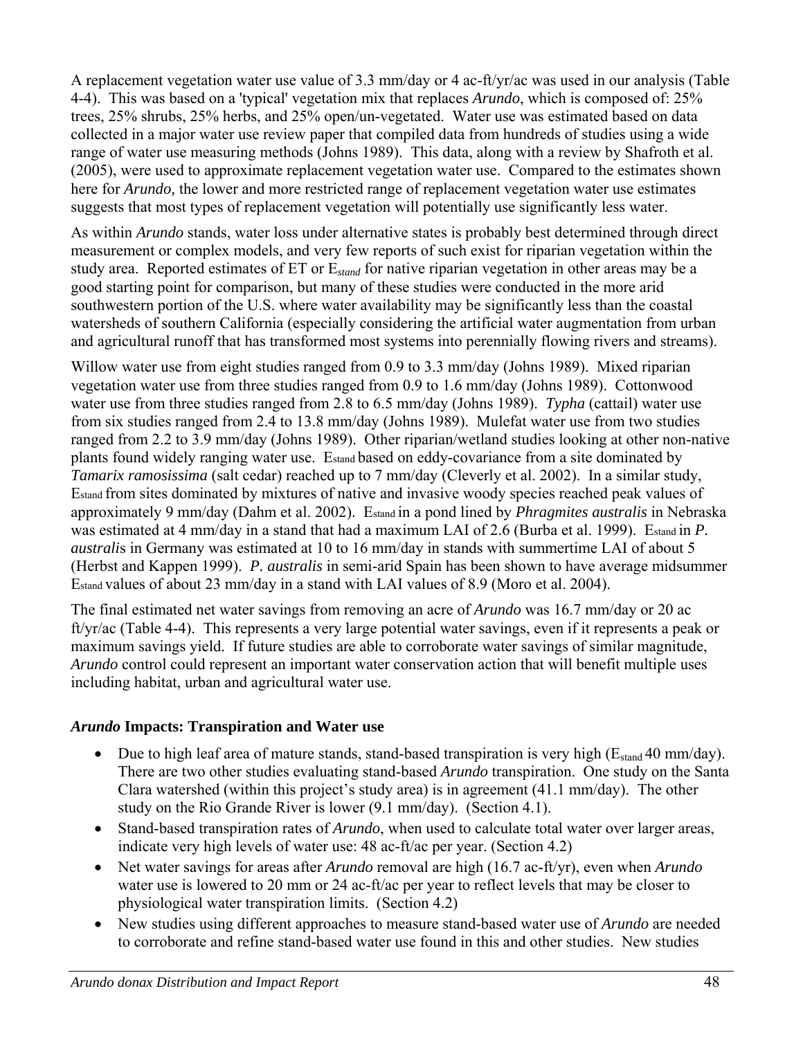A replacement vegetation water use value of 3.3 mm/day or 4 ac-ft/yr/ac was used in our analysis (Table 4-4). This was based on a 'typical' vegetation mix that replaces *Arundo*, which is composed of: 25% trees, 25% shrubs, 25% herbs, and 25% open/un-vegetated. Water use was estimated based on data collected in a major water use review paper that compiled data from hundreds of studies using a wide range of water use measuring methods (Johns 1989). This data, along with a review by Shafroth et al. (2005), were used to approximate replacement vegetation water use. Compared to the estimates shown here for *Arundo,* the lower and more restricted range of replacement vegetation water use estimates suggests that most types of replacement vegetation will potentially use significantly less water.

As within *Arundo* stands, water loss under alternative states is probably best determined through direct measurement or complex models, and very few reports of such exist for riparian vegetation within the study area. Reported estimates of ET or $E_{stand}$ for native riparian vegetation in other areas may be a good starting point for comparison, but many of these studies were conducted in the more arid southwestern portion of the U.S. where water availability may be significantly less than the coastal watersheds of southern California (especially considering the artificial water augmentation from urban and agricultural runoff that has transformed most systems into perennially flowing rivers and streams).

Willow water use from eight studies ranged from 0.9 to 3.3 mm/day (Johns 1989). Mixed riparian vegetation water use from three studies ranged from 0.9 to 1.6 mm/day (Johns 1989). Cottonwood water use from three studies ranged from 2.8 to 6.5 mm/day (Johns 1989). *Typha* (cattail) water use from six studies ranged from 2.4 to 13.8 mm/day (Johns 1989). Mulefat water use from two studies ranged from 2.2 to 3.9 mm/day (Johns 1989). Other riparian/wetland studies looking at other non-native plants found widely ranging water use. $E_{stand}$ based on eddy-covariance from a site dominated by *Tamarix ramosissima* (salt cedar) reached up to 7 mm/day (Cleverly et al. 2002). In a similar study, $E_{stand}$ from sites dominated by mixtures of native and invasive woody species reached peak values of approximately 9 mm/day (Dahm et al. 2002). $E_{stand}$ in a pond lined by *Phragmites australis* in Nebraska was estimated at 4 mm/day in a stand that had a maximum LAI of 2.6 (Burba et al. 1999). $E_{stand}$ in *P. australis* in Germany was estimated at 10 to 16 mm/day in stands with summertime LAI of about 5 (Herbst and Kappen 1999). *P. australis* in semi-arid Spain has been shown to have average midsummer $E_{stand}$ values of about 23 mm/day in a stand with LAI values of 8.9 (Moro et al. 2004).

The final estimated net water savings from removing an acre of *Arundo* was 16.7 mm/day or 20 ac ft/yr/ac (Table 4-4). This represents a very large potential water savings, even if it represents a peak or maximum savings yield. If future studies are able to corroborate water savings of similar magnitude, *Arundo* control could represent an important water conservation action that will benefit multiple uses including habitat, urban and agricultural water use.

### *Arundo* Impacts: Transpiration and Water use

- Due to high leaf area of mature stands, stand-based transpiration is very high ($E_{stand}$ 40 mm/day). There are two other studies evaluating stand-based *Arundo* transpiration. One study on the Santa Clara watershed (within this project's study area) is in agreement (41.1 mm/day). The other study on the Rio Grande River is lower (9.1 mm/day). (Section 4.1).
- Stand-based transpiration rates of *Arundo*, when used to calculate total water over larger areas, indicate very high levels of water use: 48 ac-ft/ac per year. (Section 4.2)
- Net water savings for areas after *Arundo* removal are high (16.7 ac-ft/yr), even when *Arundo* water use is lowered to 20 mm or 24 ac-ft/ac per year to reflect levels that may be closer to physiological water transpiration limits. (Section 4.2)
- New studies using different approaches to measure stand-based water use of *Arundo* are needed to corroborate and refine stand-based water use found in this and other studies. New studies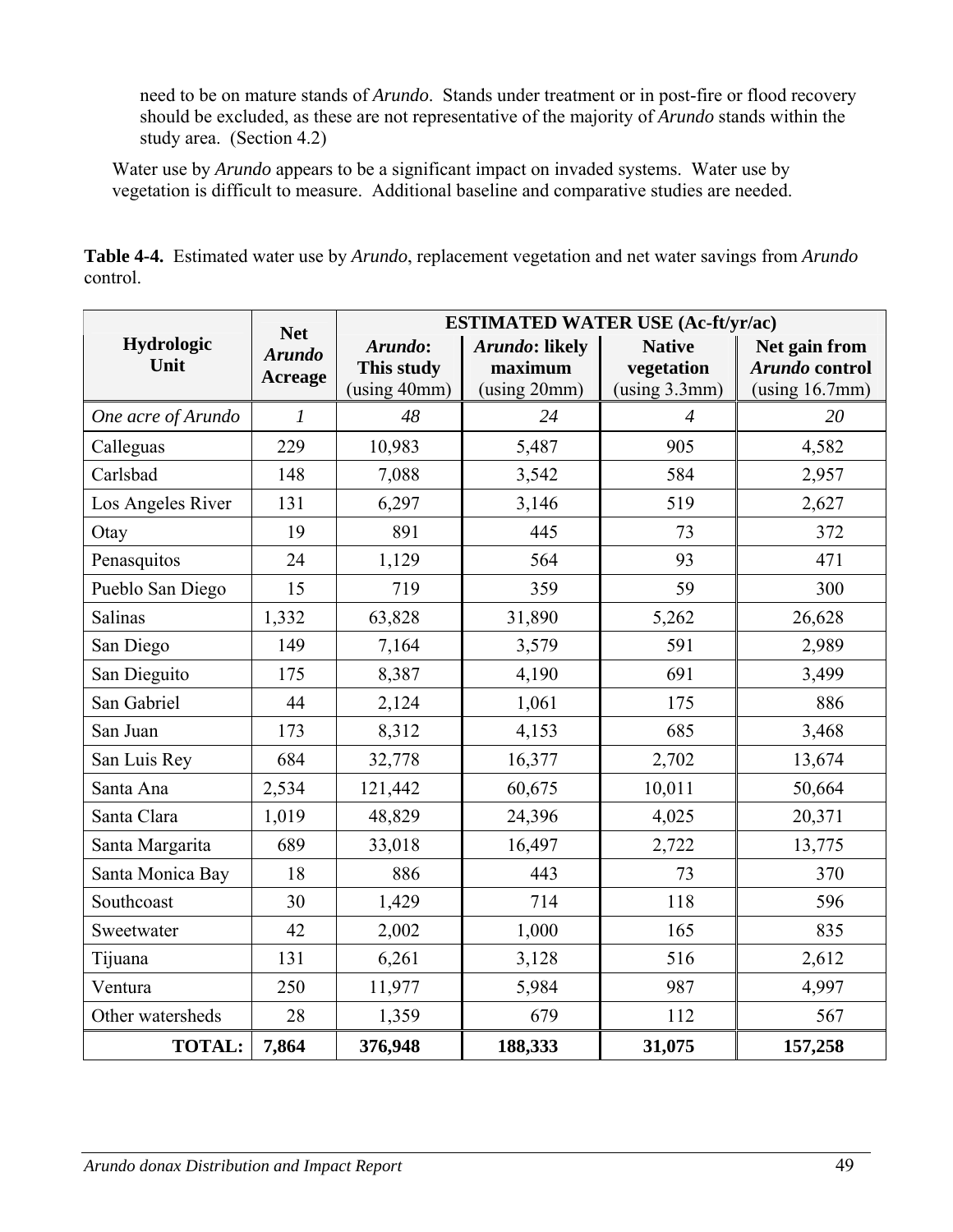need to be on mature stands of *Arundo*. Stands under treatment or in post-fire or flood recovery should be excluded, as these are not representative of the majority of *Arundo* stands within the study area. (Section 4.2)

Water use by *Arundo* appears to be a significant impact on invaded systems. Water use by vegetation is difficult to measure. Additional baseline and comparative studies are needed.

**Table 4-4.** Estimated water use by *Arundo*, replacement vegetation and net water savings from *Arundo* control.

| Hydrologic Unit | Net *Arundo* Acreage | ESTIMATED WATER USE (Ac-ft/yr/ac) | | | |
|---|---|---|---|---|---|
| | | ***Arundo*: This study** (using 40mm) | ***Arundo*: likely maximum** (using 20mm) | **Native vegetation** (using 3.3mm) | **Net gain from *Arundo* control** (using 16.7mm) |
| *One acre of Arundo* | *1* | *48* | *24* | *4* | *20* |
| Calleguas | 229 | 10,983 | 5,487 | 905 | 4,582 |
| Carlsbad | 148 | 7,088 | 3,542 | 584 | 2,957 |
| Los Angeles River | 131 | 6,297 | 3,146 | 519 | 2,627 |
| Otay | 19 | 891 | 445 | 73 | 372 |
| Penasquitos | 24 | 1,129 | 564 | 93 | 471 |
| Pueblo San Diego | 15 | 719 | 359 | 59 | 300 |
| Salinas | 1,332 | 63,828 | 31,890 | 5,262 | 26,628 |
| San Diego | 149 | 7,164 | 3,579 | 591 | 2,989 |
| San Dieguito | 175 | 8,387 | 4,190 | 691 | 3,499 |
| San Gabriel | 44 | 2,124 | 1,061 | 175 | 886 |
| San Juan | 173 | 8,312 | 4,153 | 685 | 3,468 |
| San Luis Rey | 684 | 32,778 | 16,377 | 2,702 | 13,674 |
| Santa Ana | 2,534 | 121,442 | 60,675 | 10,011 | 50,664 |
| Santa Clara | 1,019 | 48,829 | 24,396 | 4,025 | 20,371 |
| Santa Margarita | 689 | 33,018 | 16,497 | 2,722 | 13,775 |
| Santa Monica Bay | 18 | 886 | 443 | 73 | 370 |
| Southcoast | 30 | 1,429 | 714 | 118 | 596 |
| Sweetwater | 42 | 2,002 | 1,000 | 165 | 835 |
| Tijuana | 131 | 6,261 | 3,128 | 516 | 2,612 |
| Ventura | 250 | 11,977 | 5,984 | 987 | 4,997 |
| Other watersheds | 28 | 1,359 | 679 | 112 | 567 |
| **TOTAL:** | **7,864** | **376,948** | **188,333** | **31,075** | **157,258** |